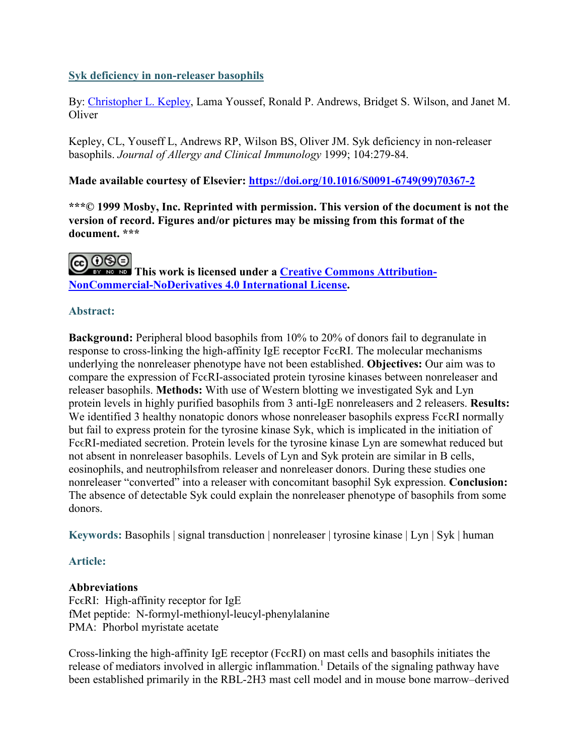# Syk deficiency in non-releaser basophils

By: Christopher L. Kepley, Lama Youssef, Ronald P. Andrews, Bridget S. Wilson, and Janet M. Oliver

Kepley, CL, Youseff L, Andrews RP, Wilson BS, Oliver JM. Syk deficiency in non-releaser basophils. *Journal of Allergy and Clinical Immunology* 1999; 104:279-84.

**Made available courtesy of Elsevier: https://doi.org/10.1016/S0091-6749(99)70367-2**

**\*\*\*© 1999 Mosby, Inc. Reprinted with permission. This version of the document is not the version of record. Figures and/or pictures may be missing from this format of the document. \*\*\***

**This work is licensed under a Creative Commons Attribution-NonCommercial-NoDerivatives 4.0 International License.**

## Abstract:

**Background:** Peripheral blood basophils from 10% to 20% of donors fail to degranulate in response to cross-linking the high-affinity IgE receptor FcϵRI. The molecular mechanisms underlying the nonreleaser phenotype have not been established. **Objectives:** Our aim was to compare the expression of FcϵRI-associated protein tyrosine kinases between nonreleaser and releaser basophils. **Methods:** With use of Western blotting we investigated Syk and Lyn protein levels in highly purified basophils from 3 anti-IgE nonreleasers and 2 releasers. **Results:** We identified 3 healthy nonatopic donors whose nonreleaser basophils express FcϵRI normally but fail to express protein for the tyrosine kinase Syk, which is implicated in the initiation of FcϵRI-mediated secretion. Protein levels for the tyrosine kinase Lyn are somewhat reduced but not absent in nonreleaser basophils. Levels of Lyn and Syk protein are similar in B cells, eosinophils, and neutrophilsfrom releaser and nonreleaser donors. During these studies one nonreleaser "converted" into a releaser with concomitant basophil Syk expression. **Conclusion:** The absence of detectable Syk could explain the nonreleaser phenotype of basophils from some donors.

**Keywords:** Basophils | signal transduction | nonreleaser | tyrosine kinase | Lyn | Syk | human

## Article:

### Abbreviations

FcϵRI: High-affinity receptor for IgE
fMet peptide: N-formyl-methionyl-leucyl-phenylalanine
PMA: Phorbol myristate acetate

Cross-linking the high-affinity IgE receptor (FcϵRI) on mast cells and basophils initiates the release of mediators involved in allergic inflammation.[1] Details of the signaling pathway have been established primarily in the RBL-2H3 mast cell model and in mouse bone marrow–derived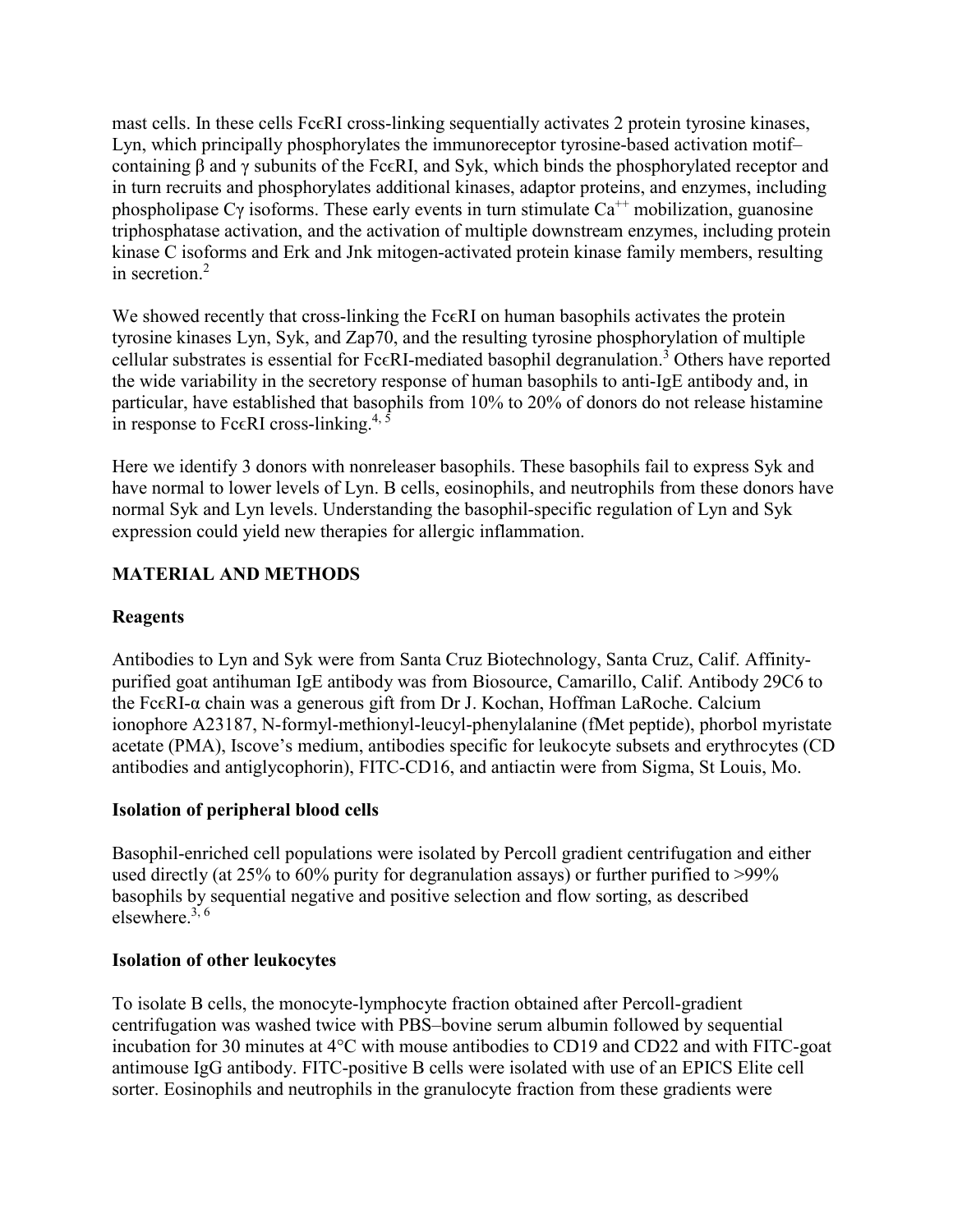mast cells. In these cells FcϵRI cross-linking sequentially activates 2 protein tyrosine kinases, Lyn, which principally phosphorylates the immunoreceptor tyrosine-based activation motif–containing β and γ subunits of the FcϵRI, and Syk, which binds the phosphorylated receptor and in turn recruits and phosphorylates additional kinases, adaptor proteins, and enzymes, including phospholipase Cγ isoforms. These early events in turn stimulate $Ca^{++}$ mobilization, guanosine triphosphatase activation, and the activation of multiple downstream enzymes, including protein kinase C isoforms and Erk and Jnk mitogen-activated protein kinase family members, resulting in secretion.[2]

We showed recently that cross-linking the FcϵRI on human basophils activates the protein tyrosine kinases Lyn, Syk, and Zap70, and the resulting tyrosine phosphorylation of multiple cellular substrates is essential for FcϵRI-mediated basophil degranulation.[3] Others have reported the wide variability in the secretory response of human basophils to anti-IgE antibody and, in particular, have established that basophils from 10% to 20% of donors do not release histamine in response to FcϵRI cross-linking.[4, 5]

Here we identify 3 donors with nonreleaser basophils. These basophils fail to express Syk and have normal to lower levels of Lyn. B cells, eosinophils, and neutrophils from these donors have normal Syk and Lyn levels. Understanding the basophil-specific regulation of Lyn and Syk expression could yield new therapies for allergic inflammation.

## MATERIAL AND METHODS

### Reagents

Antibodies to Lyn and Syk were from Santa Cruz Biotechnology, Santa Cruz, Calif. Affinity-purified goat antihuman IgE antibody was from Biosource, Camarillo, Calif. Antibody 29C6 to the FcϵRI-α chain was a generous gift from Dr J. Kochan, Hoffman LaRoche. Calcium ionophore A23187, N-formyl-methionyl-leucyl-phenylalanine (fMet peptide), phorbol myristate acetate (PMA), Iscove's medium, antibodies specific for leukocyte subsets and erythrocytes (CD antibodies and antiglycophorin), FITC-CD16, and antiactin were from Sigma, St Louis, Mo.

### Isolation of peripheral blood cells

Basophil-enriched cell populations were isolated by Percoll gradient centrifugation and either used directly (at 25% to 60% purity for degranulation assays) or further purified to >99% basophils by sequential negative and positive selection and flow sorting, as described elsewhere.[3, 6]

### Isolation of other leukocytes

To isolate B cells, the monocyte-lymphocyte fraction obtained after Percoll-gradient centrifugation was washed twice with PBS–bovine serum albumin followed by sequential incubation for 30 minutes at 4°C with mouse antibodies to CD19 and CD22 and with FITC-goat antimouse IgG antibody. FITC-positive B cells were isolated with use of an EPICS Elite cell sorter. Eosinophils and neutrophils in the granulocyte fraction from these gradients were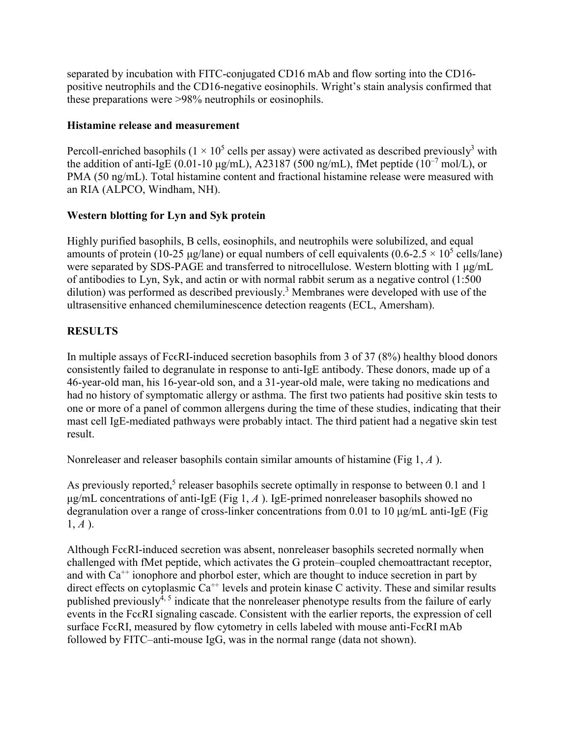separated by incubation with FITC-conjugated CD16 mAb and flow sorting into the CD16-positive neutrophils and the CD16-negative eosinophils. Wright's stain analysis confirmed that these preparations were >98% neutrophils or eosinophils.

### Histamine release and measurement

Percoll-enriched basophils ($1 \times 10^5$ cells per assay) were activated as described previously[3] with the addition of anti-IgE (0.01-10 μg/mL), A23187 (500 ng/mL), fMet peptide ($10^{-7}$ mol/L), or PMA (50 ng/mL). Total histamine content and fractional histamine release were measured with an RIA (ALPCO, Windham, NH).

### Western blotting for Lyn and Syk protein

Highly purified basophils, B cells, eosinophils, and neutrophils were solubilized, and equal amounts of protein (10-25 μg/lane) or equal numbers of cell equivalents ($0.6\text{-}2.5 \times 10^5$ cells/lane) were separated by SDS-PAGE and transferred to nitrocellulose. Western blotting with 1 μg/mL of antibodies to Lyn, Syk, and actin or with normal rabbit serum as a negative control (1:500 dilution) was performed as described previously.[3] Membranes were developed with use of the ultrasensitive enhanced chemiluminescence detection reagents (ECL, Amersham).

## RESULTS

In multiple assays of FcϵRI-induced secretion basophils from 3 of 37 (8%) healthy blood donors consistently failed to degranulate in response to anti-IgE antibody. These donors, made up of a 46-year-old man, his 16-year-old son, and a 31-year-old male, were taking no medications and had no history of symptomatic allergy or asthma. The first two patients had positive skin tests to one or more of a panel of common allergens during the time of these studies, indicating that their mast cell IgE-mediated pathways were probably intact. The third patient had a negative skin test result.

Nonreleaser and releaser basophils contain similar amounts of histamine (Fig 1, *A* ).

As previously reported,[5] releaser basophils secrete optimally in response to between 0.1 and 1 μg/mL concentrations of anti-IgE (Fig 1, *A* ). IgE-primed nonreleaser basophils showed no degranulation over a range of cross-linker concentrations from 0.01 to 10 μg/mL anti-IgE (Fig 1, *A* ).

Although FcϵRI-induced secretion was absent, nonreleaser basophils secreted normally when challenged with fMet peptide, which activates the G protein–coupled chemoattractant receptor, and with $Ca^{++}$ ionophore and phorbol ester, which are thought to induce secretion in part by direct effects on cytoplasmic $Ca^{++}$ levels and protein kinase C activity. These and similar results published previously[4, 5] indicate that the nonreleaser phenotype results from the failure of early events in the FcϵRI signaling cascade. Consistent with the earlier reports, the expression of cell surface FcϵRI, measured by flow cytometry in cells labeled with mouse anti-FcϵRI mAb followed by FITC–anti-mouse IgG, was in the normal range (data not shown).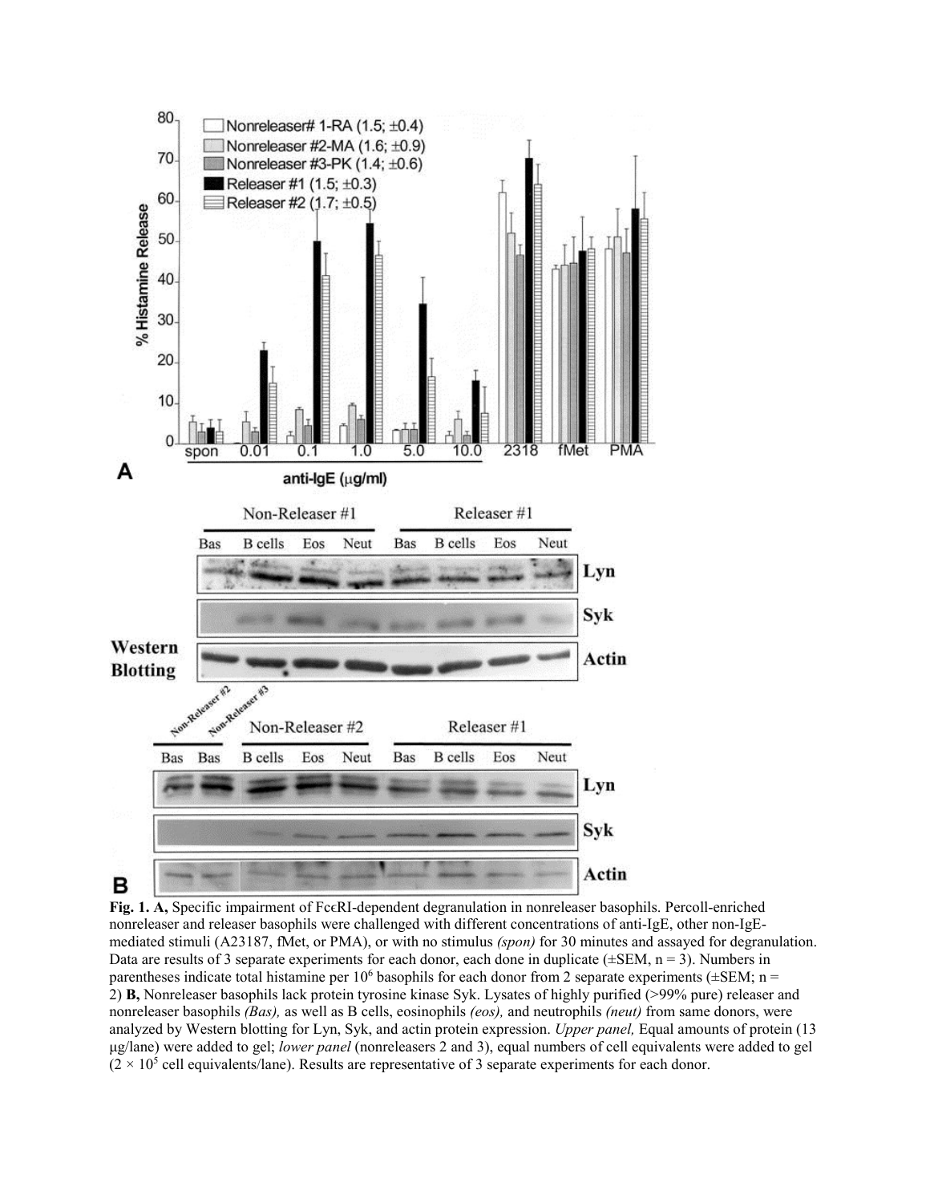**Fig. 1. A,** Specific impairment of FcεRI-dependent degranulation in nonreleaser basophils. Percoll-enriched nonreleaser and releaser basophils were challenged with different concentrations of anti-IgE, other non-IgE-mediated stimuli (A23187, fMet, or PMA), or with no stimulus *(spon)* for 30 minutes and assayed for degranulation. Data are results of 3 separate experiments for each donor, each done in duplicate (±SEM, n = 3). Numbers in parentheses indicate total histamine per $10^6$ basophils for each donor from 2 separate experiments (±SEM; n = 2) **B,** Nonreleaser basophils lack protein tyrosine kinase Syk. Lysates of highly purified (>99% pure) releaser and nonreleaser basophils *(Bas),* as well as B cells, eosinophils *(eos),* and neutrophils *(neut)* from same donors, were analyzed by Western blotting for Lyn, Syk, and actin protein expression. *Upper panel,* Equal amounts of protein (13 μg/lane) were added to gel; *lower panel* (nonreleasers 2 and 3), equal numbers of cell equivalents were added to gel ($2 \times 10^5$ cell equivalents/lane). Results are representative of 3 separate experiments for each donor.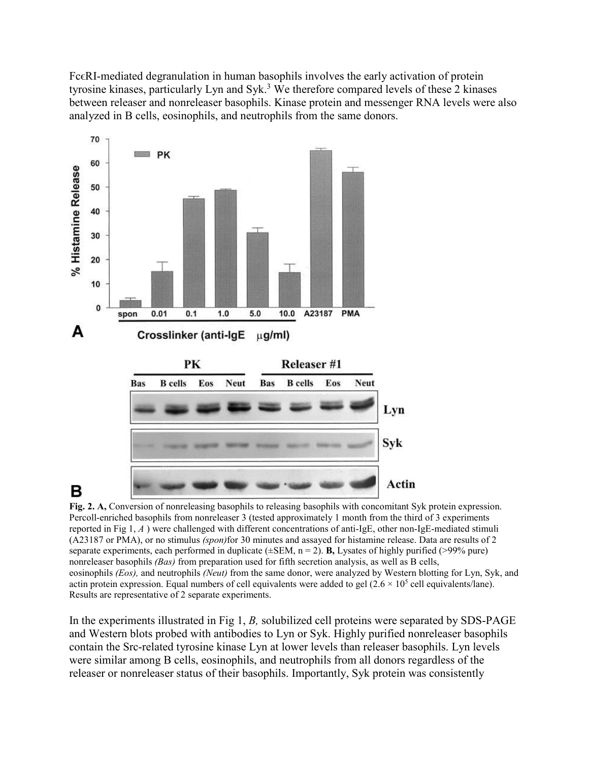FcεRI-mediated degranulation in human basophils involves the early activation of protein tyrosine kinases, particularly Lyn and Syk.[3] We therefore compared levels of these 2 kinases between releaser and nonreleaser basophils. Kinase protein and messenger RNA levels were also analyzed in B cells, eosinophils, and neutrophils from the same donors.

**Fig. 2. A,** Conversion of nonreleasing basophils to releasing basophils with concomitant Syk protein expression. Percoll-enriched basophils from nonreleaser 3 (tested approximately 1 month from the third of 3 experiments reported in Fig 1, *A* ) were challenged with different concentrations of anti-IgE, other non-IgE-mediated stimuli (A23187 or PMA), or no stimulus *(spon)*for 30 minutes and assayed for histamine release. Data are results of 2 separate experiments, each performed in duplicate (±SEM, n = 2). **B,** Lysates of highly purified (>99% pure) nonreleaser basophils *(Bas)* from preparation used for fifth secretion analysis, as well as B cells, eosinophils *(Eos),* and neutrophils *(Neut)* from the same donor, were analyzed by Western blotting for Lyn, Syk, and actin protein expression. Equal numbers of cell equivalents were added to gel ($2.6 \times 10^5$ cell equivalents/lane). Results are representative of 2 separate experiments.

In the experiments illustrated in Fig 1, *B,* solubilized cell proteins were separated by SDS-PAGE and Western blots probed with antibodies to Lyn or Syk. Highly purified nonreleaser basophils contain the Src-related tyrosine kinase Lyn at lower levels than releaser basophils. Lyn levels were similar among B cells, eosinophils, and neutrophils from all donors regardless of the releaser or nonreleaser status of their basophils. Importantly, Syk protein was consistently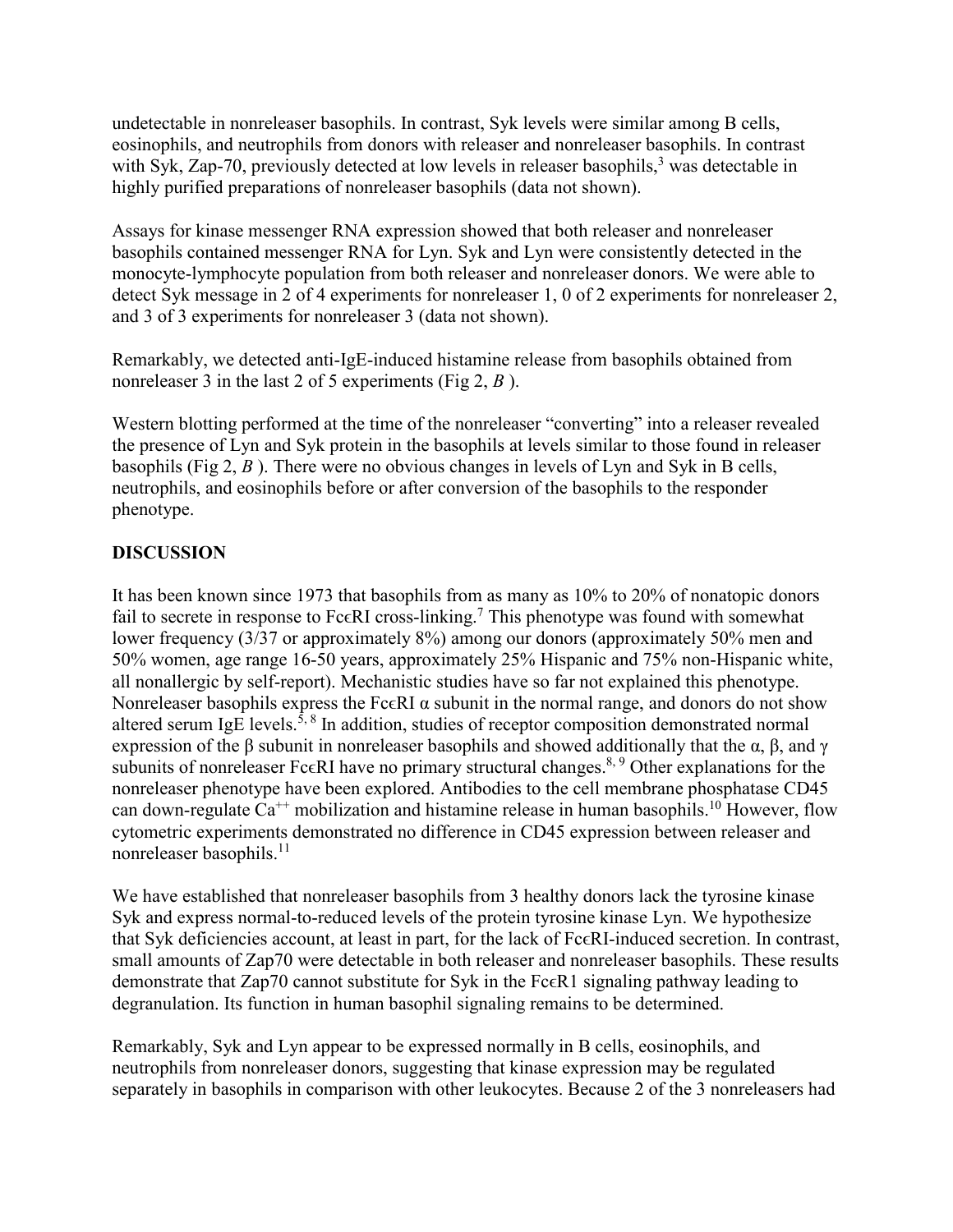undetectable in nonreleaser basophils. In contrast, Syk levels were similar among B cells, eosinophils, and neutrophils from donors with releaser and nonreleaser basophils. In contrast with Syk, Zap-70, previously detected at low levels in releaser basophils,[3] was detectable in highly purified preparations of nonreleaser basophils (data not shown).

Assays for kinase messenger RNA expression showed that both releaser and nonreleaser basophils contained messenger RNA for Lyn. Syk and Lyn were consistently detected in the monocyte-lymphocyte population from both releaser and nonreleaser donors. We were able to detect Syk message in 2 of 4 experiments for nonreleaser 1, 0 of 2 experiments for nonreleaser 2, and 3 of 3 experiments for nonreleaser 3 (data not shown).

Remarkably, we detected anti-IgE-induced histamine release from basophils obtained from nonreleaser 3 in the last 2 of 5 experiments (Fig 2, *B* ).

Western blotting performed at the time of the nonreleaser "converting" into a releaser revealed the presence of Lyn and Syk protein in the basophils at levels similar to those found in releaser basophils (Fig 2, *B* ). There were no obvious changes in levels of Lyn and Syk in B cells, neutrophils, and eosinophils before or after conversion of the basophils to the responder phenotype.

## DISCUSSION

It has been known since 1973 that basophils from as many as 10% to 20% of nonatopic donors fail to secrete in response to FcεRI cross-linking.[7] This phenotype was found with somewhat lower frequency (3/37 or approximately 8%) among our donors (approximately 50% men and 50% women, age range 16-50 years, approximately 25% Hispanic and 75% non-Hispanic white, all nonallergic by self-report). Mechanistic studies have so far not explained this phenotype. Nonreleaser basophils express the FcεRI α subunit in the normal range, and donors do not show altered serum IgE levels.[5,8] In addition, studies of receptor composition demonstrated normal expression of the β subunit in nonreleaser basophils and showed additionally that the α, β, and γ subunits of nonreleaser FcεRI have no primary structural changes.[8,9] Other explanations for the nonreleaser phenotype have been explored. Antibodies to the cell membrane phosphatase CD45 can down-regulate $Ca^{++}$ mobilization and histamine release in human basophils.[10] However, flow cytometric experiments demonstrated no difference in CD45 expression between releaser and nonreleaser basophils.[11]

We have established that nonreleaser basophils from 3 healthy donors lack the tyrosine kinase Syk and express normal-to-reduced levels of the protein tyrosine kinase Lyn. We hypothesize that Syk deficiencies account, at least in part, for the lack of FcεRI-induced secretion. In contrast, small amounts of Zap70 were detectable in both releaser and nonreleaser basophils. These results demonstrate that Zap70 cannot substitute for Syk in the FcεR1 signaling pathway leading to degranulation. Its function in human basophil signaling remains to be determined.

Remarkably, Syk and Lyn appear to be expressed normally in B cells, eosinophils, and neutrophils from nonreleaser donors, suggesting that kinase expression may be regulated separately in basophils in comparison with other leukocytes. Because 2 of the 3 nonreleasers had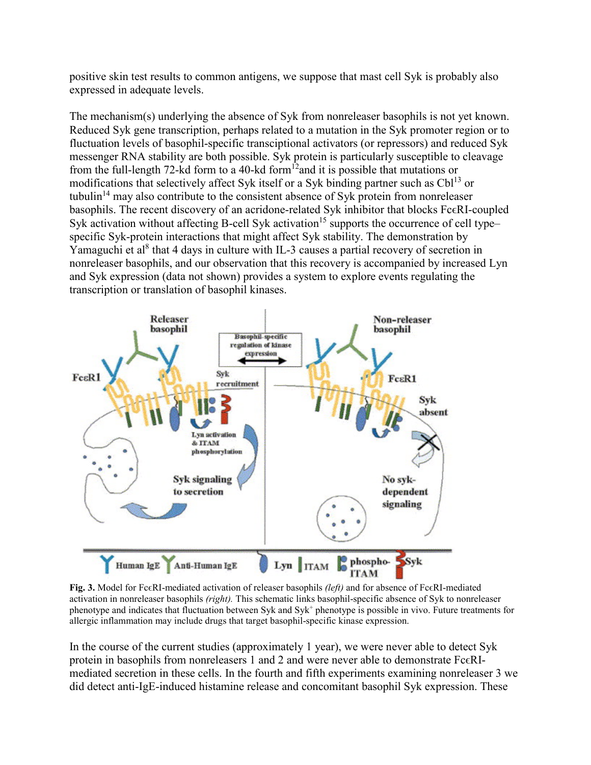positive skin test results to common antigens, we suppose that mast cell Syk is probably also expressed in adequate levels.

The mechanism(s) underlying the absence of Syk from nonreleaser basophils is not yet known. Reduced Syk gene transcription, perhaps related to a mutation in the Syk promoter region or to fluctuation levels of basophil-specific transciptional activators (or repressors) and reduced Syk messenger RNA stability are both possible. Syk protein is particularly susceptible to cleavage from the full-length 72-kd form to a 40-kd form[12]and it is possible that mutations or modifications that selectively affect Syk itself or a Syk binding partner such as Cbl[13] or tubulin[14] may also contribute to the consistent absence of Syk protein from nonreleaser basophils. The recent discovery of an acridone-related Syk inhibitor that blocks FcεRI-coupled Syk activation without affecting B-cell Syk activation[15] supports the occurrence of cell type–specific Syk-protein interactions that might affect Syk stability. The demonstration by Yamaguchi et al[8] that 4 days in culture with IL-3 causes a partial recovery of secretion in nonreleaser basophils, and our observation that this recovery is accompanied by increased Lyn and Syk expression (data not shown) provides a system to explore events regulating the transcription or translation of basophil kinases.

**Fig. 3.** Model for FcεRI-mediated activation of releaser basophils *(left)* and for absence of FcεRI-mediated activation in nonreleaser basophils *(right).* This schematic links basophil-specific absence of Syk to nonreleaser phenotype and indicates that fluctuation between Syk and Syk+ phenotype is possible in vivo. Future treatments for allergic inflammation may include drugs that target basophil-specific kinase expression.

In the course of the current studies (approximately 1 year), we were never able to detect Syk protein in basophils from nonreleasers 1 and 2 and were never able to demonstrate FcεRI-mediated secretion in these cells. In the fourth and fifth experiments examining nonreleaser 3 we did detect anti-IgE-induced histamine release and concomitant basophil Syk expression. These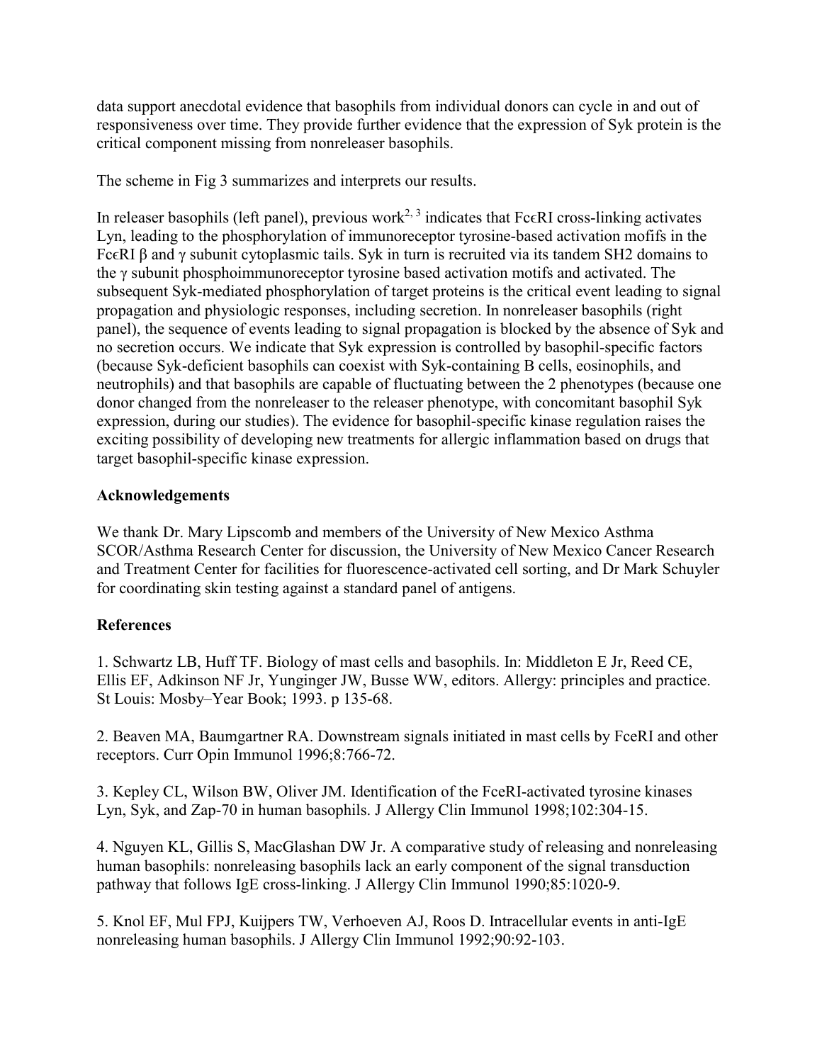data support anecdotal evidence that basophils from individual donors can cycle in and out of responsiveness over time. They provide further evidence that the expression of Syk protein is the critical component missing from nonreleaser basophils.

The scheme in Fig 3 summarizes and interprets our results.

In releaser basophils (left panel), previous work[2, 3] indicates that FcϵRI cross-linking activates Lyn, leading to the phosphorylation of immunoreceptor tyrosine-based activation mofifs in the FcϵRI β and γ subunit cytoplasmic tails. Syk in turn is recruited via its tandem SH2 domains to the γ subunit phosphoimmunoreceptor tyrosine based activation motifs and activated. The subsequent Syk-mediated phosphorylation of target proteins is the critical event leading to signal propagation and physiologic responses, including secretion. In nonreleaser basophils (right panel), the sequence of events leading to signal propagation is blocked by the absence of Syk and no secretion occurs. We indicate that Syk expression is controlled by basophil-specific factors (because Syk-deficient basophils can coexist with Syk-containing B cells, eosinophils, and neutrophils) and that basophils are capable of fluctuating between the 2 phenotypes (because one donor changed from the nonreleaser to the releaser phenotype, with concomitant basophil Syk expression, during our studies). The evidence for basophil-specific kinase regulation raises the exciting possibility of developing new treatments for allergic inflammation based on drugs that target basophil-specific kinase expression.

## Acknowledgements

We thank Dr. Mary Lipscomb and members of the University of New Mexico Asthma SCOR/Asthma Research Center for discussion, the University of New Mexico Cancer Research and Treatment Center for facilities for fluorescence-activated cell sorting, and Dr Mark Schuyler for coordinating skin testing against a standard panel of antigens.

## References

1. Schwartz LB, Huff TF. Biology of mast cells and basophils. In: Middleton E Jr, Reed CE, Ellis EF, Adkinson NF Jr, Yunginger JW, Busse WW, editors. Allergy: principles and practice. St Louis: Mosby–Year Book; 1993. p 135-68.

2. Beaven MA, Baumgartner RA. Downstream signals initiated in mast cells by FceRI and other receptors. Curr Opin Immunol 1996;8:766-72.

3. Kepley CL, Wilson BW, Oliver JM. Identification of the FceRI-activated tyrosine kinases Lyn, Syk, and Zap-70 in human basophils. J Allergy Clin Immunol 1998;102:304-15.

4. Nguyen KL, Gillis S, MacGlashan DW Jr. A comparative study of releasing and nonreleasing human basophils: nonreleasing basophils lack an early component of the signal transduction pathway that follows IgE cross-linking. J Allergy Clin Immunol 1990;85:1020-9.

5. Knol EF, Mul FPJ, Kuijpers TW, Verhoeven AJ, Roos D. Intracellular events in anti-IgE nonreleasing human basophils. J Allergy Clin Immunol 1992;90:92-103.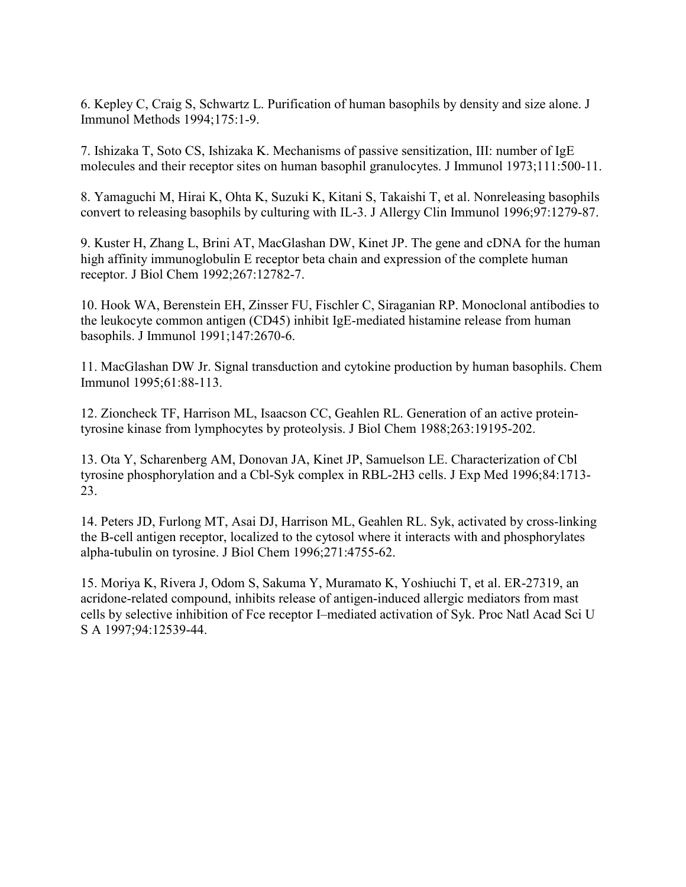6. Kepley C, Craig S, Schwartz L. Purification of human basophils by density and size alone. J Immunol Methods 1994;175:1-9.

7. Ishizaka T, Soto CS, Ishizaka K. Mechanisms of passive sensitization, III: number of IgE molecules and their receptor sites on human basophil granulocytes. J Immunol 1973;111:500-11.

8. Yamaguchi M, Hirai K, Ohta K, Suzuki K, Kitani S, Takaishi T, et al. Nonreleasing basophils convert to releasing basophils by culturing with IL-3. J Allergy Clin Immunol 1996;97:1279-87.

9. Kuster H, Zhang L, Brini AT, MacGlashan DW, Kinet JP. The gene and cDNA for the human high affinity immunoglobulin E receptor beta chain and expression of the complete human receptor. J Biol Chem 1992;267:12782-7.

10. Hook WA, Berenstein EH, Zinsser FU, Fischler C, Siraganian RP. Monoclonal antibodies to the leukocyte common antigen (CD45) inhibit IgE-mediated histamine release from human basophils. J Immunol 1991;147:2670-6.

11. MacGlashan DW Jr. Signal transduction and cytokine production by human basophils. Chem Immunol 1995;61:88-113.

12. Zioncheck TF, Harrison ML, Isaacson CC, Geahlen RL. Generation of an active protein-tyrosine kinase from lymphocytes by proteolysis. J Biol Chem 1988;263:19195-202.

13. Ota Y, Scharenberg AM, Donovan JA, Kinet JP, Samuelson LE. Characterization of Cbl tyrosine phosphorylation and a Cbl-Syk complex in RBL-2H3 cells. J Exp Med 1996;84:1713-23.

14. Peters JD, Furlong MT, Asai DJ, Harrison ML, Geahlen RL. Syk, activated by cross-linking the B-cell antigen receptor, localized to the cytosol where it interacts with and phosphorylates alpha-tubulin on tyrosine. J Biol Chem 1996;271:4755-62.

15. Moriya K, Rivera J, Odom S, Sakuma Y, Muramato K, Yoshiuchi T, et al. ER-27319, an acridone-related compound, inhibits release of antigen-induced allergic mediators from mast cells by selective inhibition of Fce receptor I–mediated activation of Syk. Proc Natl Acad Sci U S A 1997;94:12539-44.